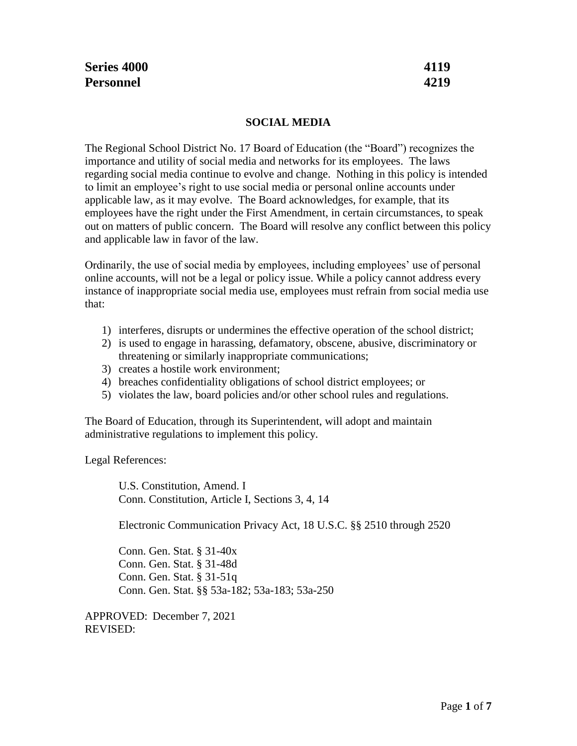**Series 4000** **4119**
**Personnel** **4219**

## SOCIAL MEDIA

The Regional School District No. 17 Board of Education (the "Board") recognizes the importance and utility of social media and networks for its employees. The laws regarding social media continue to evolve and change. Nothing in this policy is intended to limit an employee's right to use social media or personal online accounts under applicable law, as it may evolve. The Board acknowledges, for example, that its employees have the right under the First Amendment, in certain circumstances, to speak out on matters of public concern. The Board will resolve any conflict between this policy and applicable law in favor of the law.

Ordinarily, the use of social media by employees, including employees' use of personal online accounts, will not be a legal or policy issue. While a policy cannot address every instance of inappropriate social media use, employees must refrain from social media use that:

1) interferes, disrupts or undermines the effective operation of the school district;
2) is used to engage in harassing, defamatory, obscene, abusive, discriminatory or threatening or similarly inappropriate communications;
3) creates a hostile work environment;
4) breaches confidentiality obligations of school district employees; or
5) violates the law, board policies and/or other school rules and regulations.

The Board of Education, through its Superintendent, will adopt and maintain administrative regulations to implement this policy.

Legal References:

U.S. Constitution, Amend. I
Conn. Constitution, Article I, Sections 3, 4, 14

Electronic Communication Privacy Act, 18 U.S.C. §§ 2510 through 2520

Conn. Gen. Stat. § 31-40x
Conn. Gen. Stat. § 31-48d
Conn. Gen. Stat. § 31-51q
Conn. Gen. Stat. §§ 53a-182; 53a-183; 53a-250

APPROVED: December 7, 2021
REVISED: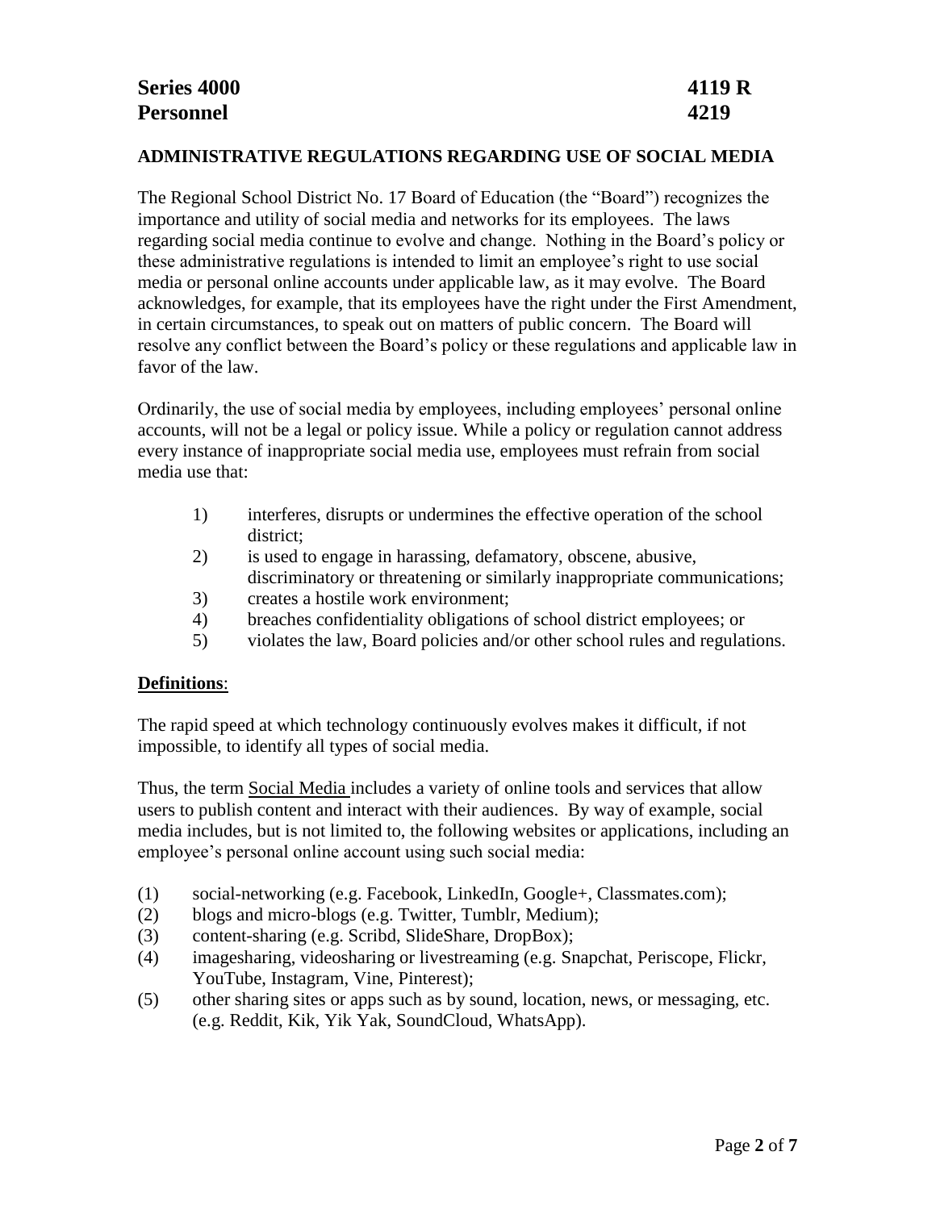**Series 4000** **4119 R**
**Personnel** **4219**

## ADMINISTRATIVE REGULATIONS REGARDING USE OF SOCIAL MEDIA

The Regional School District No. 17 Board of Education (the "Board") recognizes the importance and utility of social media and networks for its employees. The laws regarding social media continue to evolve and change. Nothing in the Board's policy or these administrative regulations is intended to limit an employee's right to use social media or personal online accounts under applicable law, as it may evolve. The Board acknowledges, for example, that its employees have the right under the First Amendment, in certain circumstances, to speak out on matters of public concern. The Board will resolve any conflict between the Board's policy or these regulations and applicable law in favor of the law.

Ordinarily, the use of social media by employees, including employees' personal online accounts, will not be a legal or policy issue. While a policy or regulation cannot address every instance of inappropriate social media use, employees must refrain from social media use that:

1) interferes, disrupts or undermines the effective operation of the school district;
2) is used to engage in harassing, defamatory, obscene, abusive, discriminatory or threatening or similarly inappropriate communications;
3) creates a hostile work environment;
4) breaches confidentiality obligations of school district employees; or
5) violates the law, Board policies and/or other school rules and regulations.

### Definitions:

The rapid speed at which technology continuously evolves makes it difficult, if not impossible, to identify all types of social media.

Thus, the term Social Media includes a variety of online tools and services that allow users to publish content and interact with their audiences. By way of example, social media includes, but is not limited to, the following websites or applications, including an employee's personal online account using such social media:

(1) social-networking (e.g. Facebook, LinkedIn, Google+, Classmates.com);
(2) blogs and micro-blogs (e.g. Twitter, Tumblr, Medium);
(3) content-sharing (e.g. Scribd, SlideShare, DropBox);
(4) imagesharing, videosharing or livestreaming (e.g. Snapchat, Periscope, Flickr, YouTube, Instagram, Vine, Pinterest);
(5) other sharing sites or apps such as by sound, location, news, or messaging, etc. (e.g. Reddit, Kik, Yik Yak, SoundCloud, WhatsApp).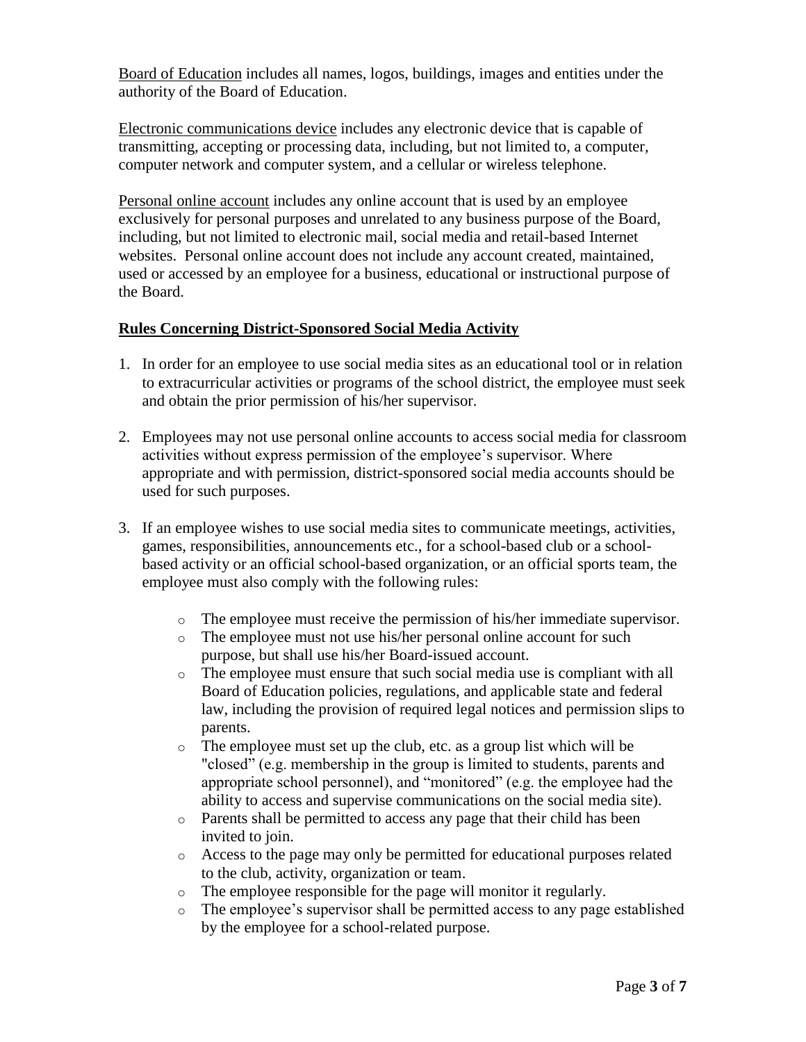Board of Education includes all names, logos, buildings, images and entities under the authority of the Board of Education.

Electronic communications device includes any electronic device that is capable of transmitting, accepting or processing data, including, but not limited to, a computer, computer network and computer system, and a cellular or wireless telephone.

Personal online account includes any online account that is used by an employee exclusively for personal purposes and unrelated to any business purpose of the Board, including, but not limited to electronic mail, social media and retail-based Internet websites. Personal online account does not include any account created, maintained, used or accessed by an employee for a business, educational or instructional purpose of the Board.

## Rules Concerning District-Sponsored Social Media Activity

1. In order for an employee to use social media sites as an educational tool or in relation to extracurricular activities or programs of the school district, the employee must seek and obtain the prior permission of his/her supervisor.

2. Employees may not use personal online accounts to access social media for classroom activities without express permission of the employee's supervisor. Where appropriate and with permission, district-sponsored social media accounts should be used for such purposes.

3. If an employee wishes to use social media sites to communicate meetings, activities, games, responsibilities, announcements etc., for a school-based club or a school-based activity or an official school-based organization, or an official sports team, the employee must also comply with the following rules:

   - The employee must receive the permission of his/her immediate supervisor.
   - The employee must not use his/her personal online account for such purpose, but shall use his/her Board-issued account.
   - The employee must ensure that such social media use is compliant with all Board of Education policies, regulations, and applicable state and federal law, including the provision of required legal notices and permission slips to parents.
   - The employee must set up the club, etc. as a group list which will be "closed" (e.g. membership in the group is limited to students, parents and appropriate school personnel), and "monitored" (e.g. the employee had the ability to access and supervise communications on the social media site).
   - Parents shall be permitted to access any page that their child has been invited to join.
   - Access to the page may only be permitted for educational purposes related to the club, activity, organization or team.
   - The employee responsible for the page will monitor it regularly.
   - The employee's supervisor shall be permitted access to any page established by the employee for a school-related purpose.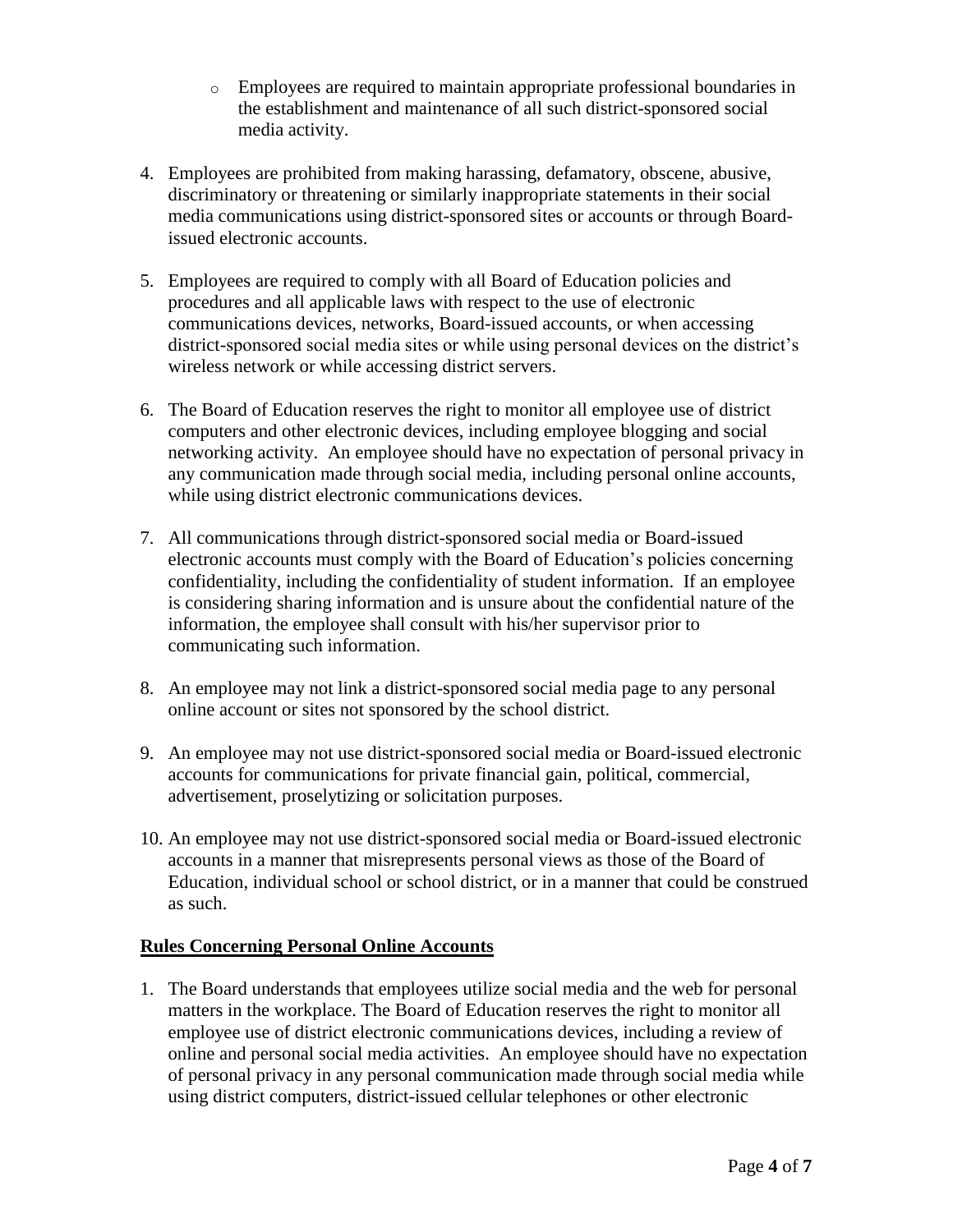- Employees are required to maintain appropriate professional boundaries in the establishment and maintenance of all such district-sponsored social media activity.

4. Employees are prohibited from making harassing, defamatory, obscene, abusive, discriminatory or threatening or similarly inappropriate statements in their social media communications using district-sponsored sites or accounts or through Board-issued electronic accounts.

5. Employees are required to comply with all Board of Education policies and procedures and all applicable laws with respect to the use of electronic communications devices, networks, Board-issued accounts, or when accessing district-sponsored social media sites or while using personal devices on the district's wireless network or while accessing district servers.

6. The Board of Education reserves the right to monitor all employee use of district computers and other electronic devices, including employee blogging and social networking activity. An employee should have no expectation of personal privacy in any communication made through social media, including personal online accounts, while using district electronic communications devices.

7. All communications through district-sponsored social media or Board-issued electronic accounts must comply with the Board of Education's policies concerning confidentiality, including the confidentiality of student information. If an employee is considering sharing information and is unsure about the confidential nature of the information, the employee shall consult with his/her supervisor prior to communicating such information.

8. An employee may not link a district-sponsored social media page to any personal online account or sites not sponsored by the school district.

9. An employee may not use district-sponsored social media or Board-issued electronic accounts for communications for private financial gain, political, commercial, advertisement, proselytizing or solicitation purposes.

10. An employee may not use district-sponsored social media or Board-issued electronic accounts in a manner that misrepresents personal views as those of the Board of Education, individual school or school district, or in a manner that could be construed as such.

**Rules Concerning Personal Online Accounts**

1. The Board understands that employees utilize social media and the web for personal matters in the workplace. The Board of Education reserves the right to monitor all employee use of district electronic communications devices, including a review of online and personal social media activities. An employee should have no expectation of personal privacy in any personal communication made through social media while using district computers, district-issued cellular telephones or other electronic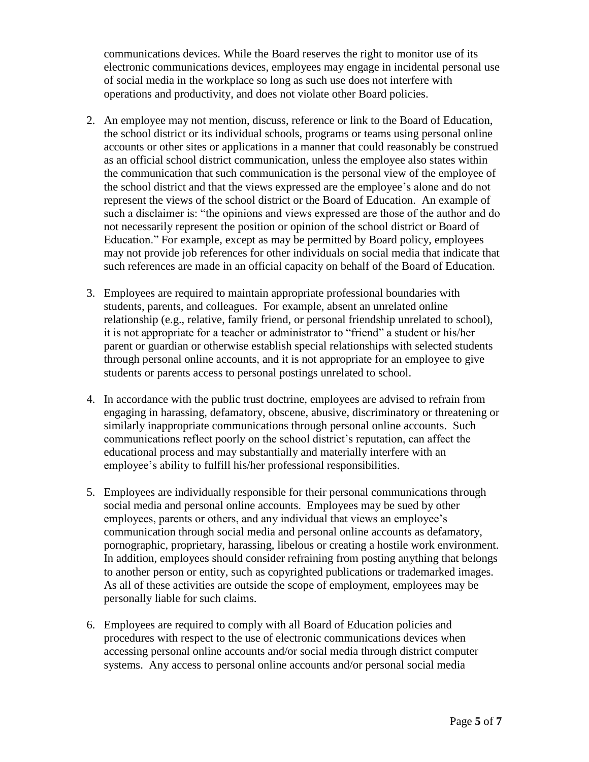communications devices. While the Board reserves the right to monitor use of its electronic communications devices, employees may engage in incidental personal use of social media in the workplace so long as such use does not interfere with operations and productivity, and does not violate other Board policies.

2. An employee may not mention, discuss, reference or link to the Board of Education, the school district or its individual schools, programs or teams using personal online accounts or other sites or applications in a manner that could reasonably be construed as an official school district communication, unless the employee also states within the communication that such communication is the personal view of the employee of the school district and that the views expressed are the employee's alone and do not represent the views of the school district or the Board of Education. An example of such a disclaimer is: "the opinions and views expressed are those of the author and do not necessarily represent the position or opinion of the school district or Board of Education." For example, except as may be permitted by Board policy, employees may not provide job references for other individuals on social media that indicate that such references are made in an official capacity on behalf of the Board of Education.

3. Employees are required to maintain appropriate professional boundaries with students, parents, and colleagues. For example, absent an unrelated online relationship (e.g., relative, family friend, or personal friendship unrelated to school), it is not appropriate for a teacher or administrator to "friend" a student or his/her parent or guardian or otherwise establish special relationships with selected students through personal online accounts, and it is not appropriate for an employee to give students or parents access to personal postings unrelated to school.

4. In accordance with the public trust doctrine, employees are advised to refrain from engaging in harassing, defamatory, obscene, abusive, discriminatory or threatening or similarly inappropriate communications through personal online accounts. Such communications reflect poorly on the school district's reputation, can affect the educational process and may substantially and materially interfere with an employee's ability to fulfill his/her professional responsibilities.

5. Employees are individually responsible for their personal communications through social media and personal online accounts. Employees may be sued by other employees, parents or others, and any individual that views an employee's communication through social media and personal online accounts as defamatory, pornographic, proprietary, harassing, libelous or creating a hostile work environment. In addition, employees should consider refraining from posting anything that belongs to another person or entity, such as copyrighted publications or trademarked images. As all of these activities are outside the scope of employment, employees may be personally liable for such claims.

6. Employees are required to comply with all Board of Education policies and procedures with respect to the use of electronic communications devices when accessing personal online accounts and/or social media through district computer systems. Any access to personal online accounts and/or personal social media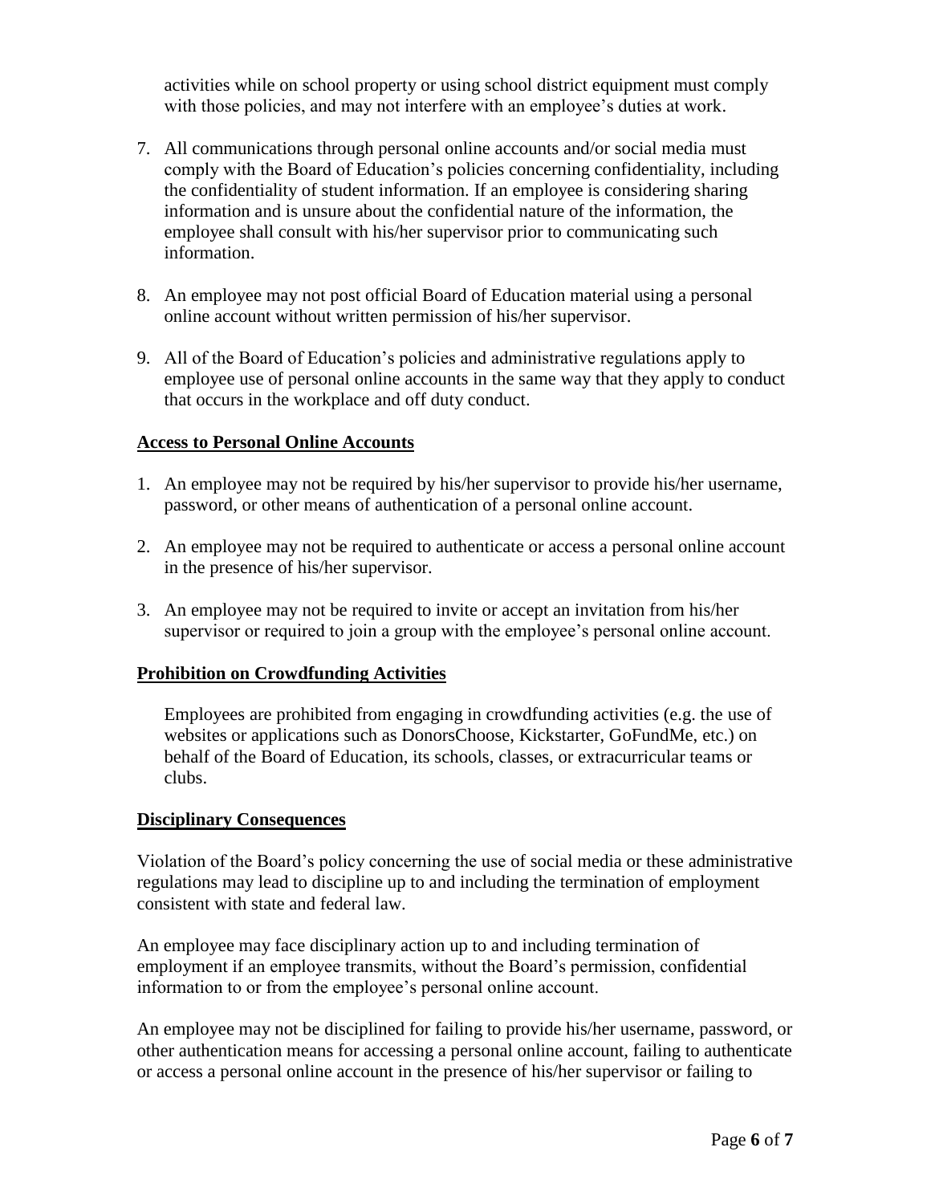activities while on school property or using school district equipment must comply with those policies, and may not interfere with an employee's duties at work.

7. All communications through personal online accounts and/or social media must comply with the Board of Education's policies concerning confidentiality, including the confidentiality of student information. If an employee is considering sharing information and is unsure about the confidential nature of the information, the employee shall consult with his/her supervisor prior to communicating such information.

8. An employee may not post official Board of Education material using a personal online account without written permission of his/her supervisor.

9. All of the Board of Education's policies and administrative regulations apply to employee use of personal online accounts in the same way that they apply to conduct that occurs in the workplace and off duty conduct.

**Access to Personal Online Accounts**

1. An employee may not be required by his/her supervisor to provide his/her username, password, or other means of authentication of a personal online account.

2. An employee may not be required to authenticate or access a personal online account in the presence of his/her supervisor.

3. An employee may not be required to invite or accept an invitation from his/her supervisor or required to join a group with the employee's personal online account.

**Prohibition on Crowdfunding Activities**

Employees are prohibited from engaging in crowdfunding activities (e.g. the use of websites or applications such as DonorsChoose, Kickstarter, GoFundMe, etc.) on behalf of the Board of Education, its schools, classes, or extracurricular teams or clubs.

**Disciplinary Consequences**

Violation of the Board's policy concerning the use of social media or these administrative regulations may lead to discipline up to and including the termination of employment consistent with state and federal law.

An employee may face disciplinary action up to and including termination of employment if an employee transmits, without the Board's permission, confidential information to or from the employee's personal online account.

An employee may not be disciplined for failing to provide his/her username, password, or other authentication means for accessing a personal online account, failing to authenticate or access a personal online account in the presence of his/her supervisor or failing to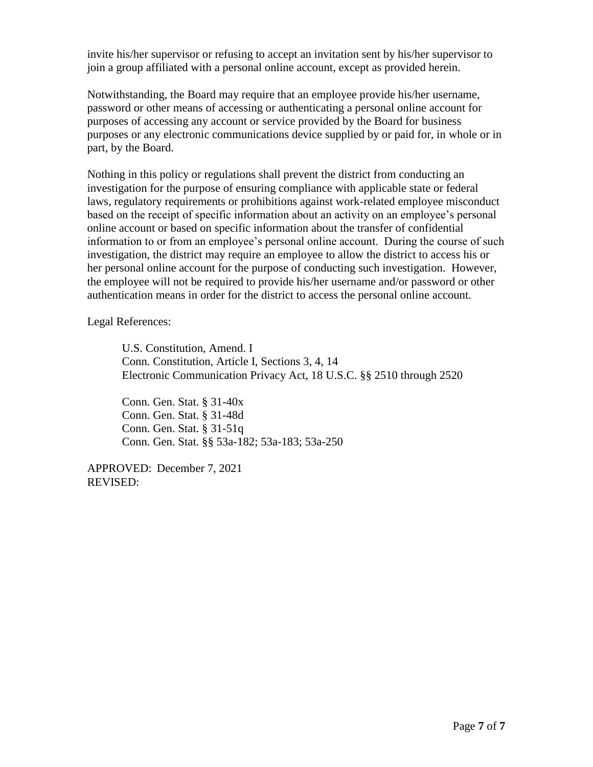invite his/her supervisor or refusing to accept an invitation sent by his/her supervisor to join a group affiliated with a personal online account, except as provided herein.

Notwithstanding, the Board may require that an employee provide his/her username, password or other means of accessing or authenticating a personal online account for purposes of accessing any account or service provided by the Board for business purposes or any electronic communications device supplied by or paid for, in whole or in part, by the Board.

Nothing in this policy or regulations shall prevent the district from conducting an investigation for the purpose of ensuring compliance with applicable state or federal laws, regulatory requirements or prohibitions against work-related employee misconduct based on the receipt of specific information about an activity on an employee's personal online account or based on specific information about the transfer of confidential information to or from an employee's personal online account. During the course of such investigation, the district may require an employee to allow the district to access his or her personal online account for the purpose of conducting such investigation. However, the employee will not be required to provide his/her username and/or password or other authentication means in order for the district to access the personal online account.

Legal References:

> U.S. Constitution, Amend. I
> Conn. Constitution, Article I, Sections 3, 4, 14
> Electronic Communication Privacy Act, 18 U.S.C. §§ 2510 through 2520
>
> Conn. Gen. Stat. § 31-40x
> Conn. Gen. Stat. § 31-48d
> Conn. Gen. Stat. § 31-51q
> Conn. Gen. Stat. §§ 53a-182; 53a-183; 53a-250

APPROVED: December 7, 2021
REVISED: